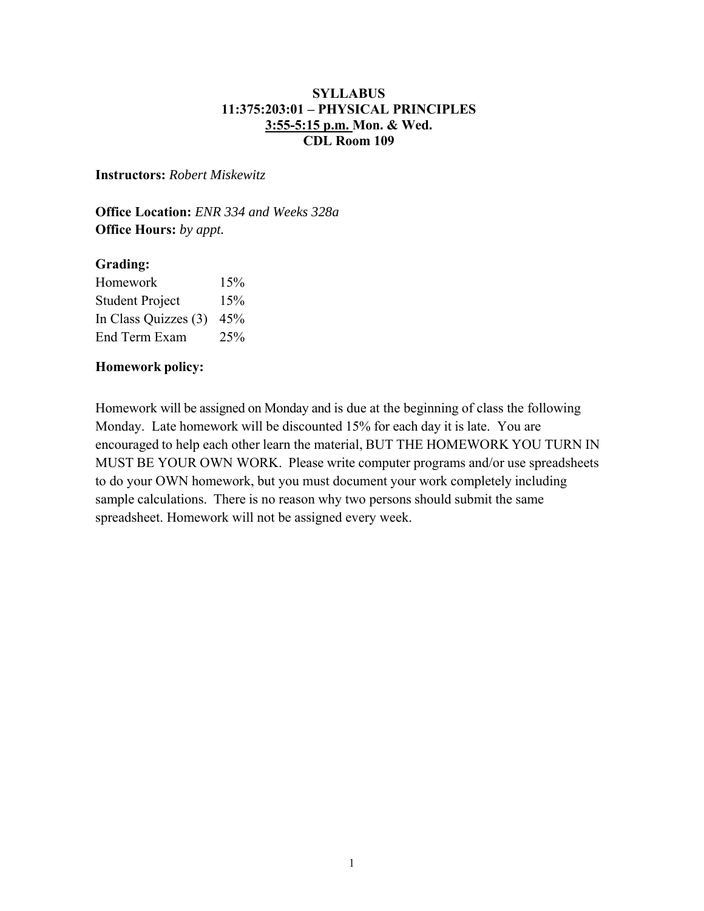# SYLLABUS
# 11:375:203:01 – PHYSICAL PRINCIPLES
# 3:55-5:15 p.m. Mon. & Wed.
# CDL Room 109

**Instructors:** *Robert Miskewitz*

**Office Location:** *ENR 334 and Weeks 328a*
**Office Hours:** *by appt.*

**Grading:**

| | |
|---|---|
| Homework | 15% |
| Student Project | 15% |
| In Class Quizzes (3) | 45% |
| End Term Exam | 25% |

**Homework policy:**

Homework will be assigned on Monday and is due at the beginning of class the following Monday. Late homework will be discounted 15% for each day it is late. You are encouraged to help each other learn the material, BUT THE HOMEWORK YOU TURN IN MUST BE YOUR OWN WORK. Please write computer programs and/or use spreadsheets to do your OWN homework, but you must document your work completely including sample calculations. There is no reason why two persons should submit the same spreadsheet. Homework will not be assigned every week.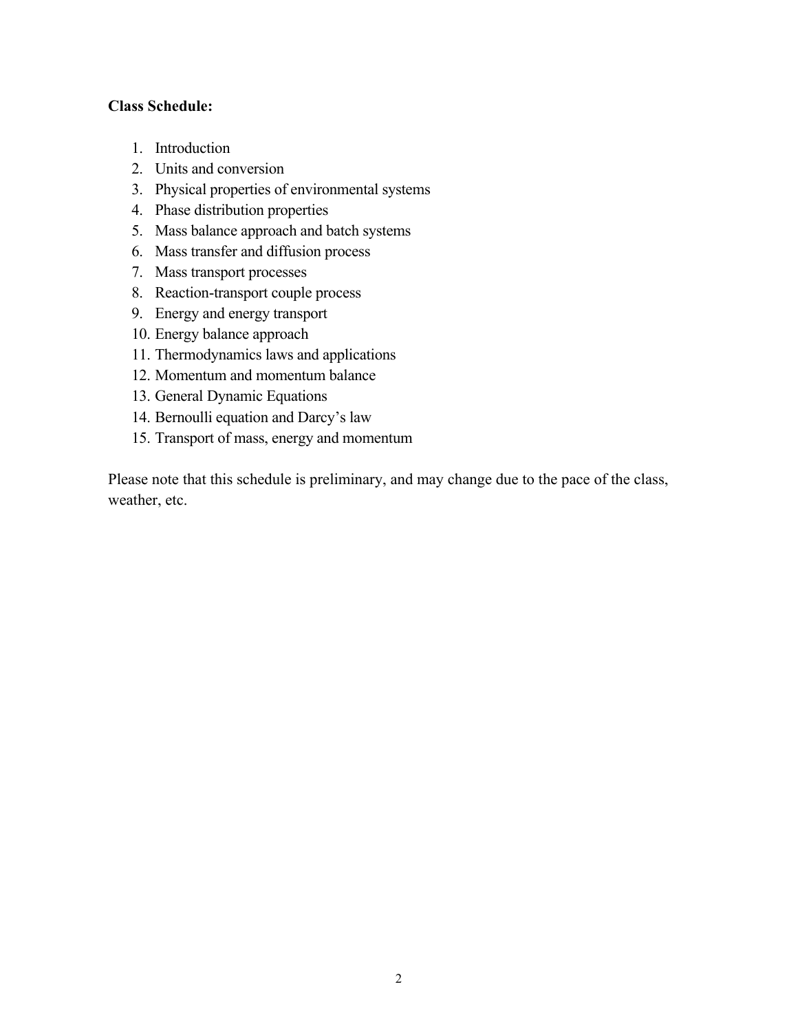**Class Schedule:**

1. Introduction
2. Units and conversion
3. Physical properties of environmental systems
4. Phase distribution properties
5. Mass balance approach and batch systems
6. Mass transfer and diffusion process
7. Mass transport processes
8. Reaction-transport couple process
9. Energy and energy transport
10. Energy balance approach
11. Thermodynamics laws and applications
12. Momentum and momentum balance
13. General Dynamic Equations
14. Bernoulli equation and Darcy's law
15. Transport of mass, energy and momentum

Please note that this schedule is preliminary, and may change due to the pace of the class, weather, etc.